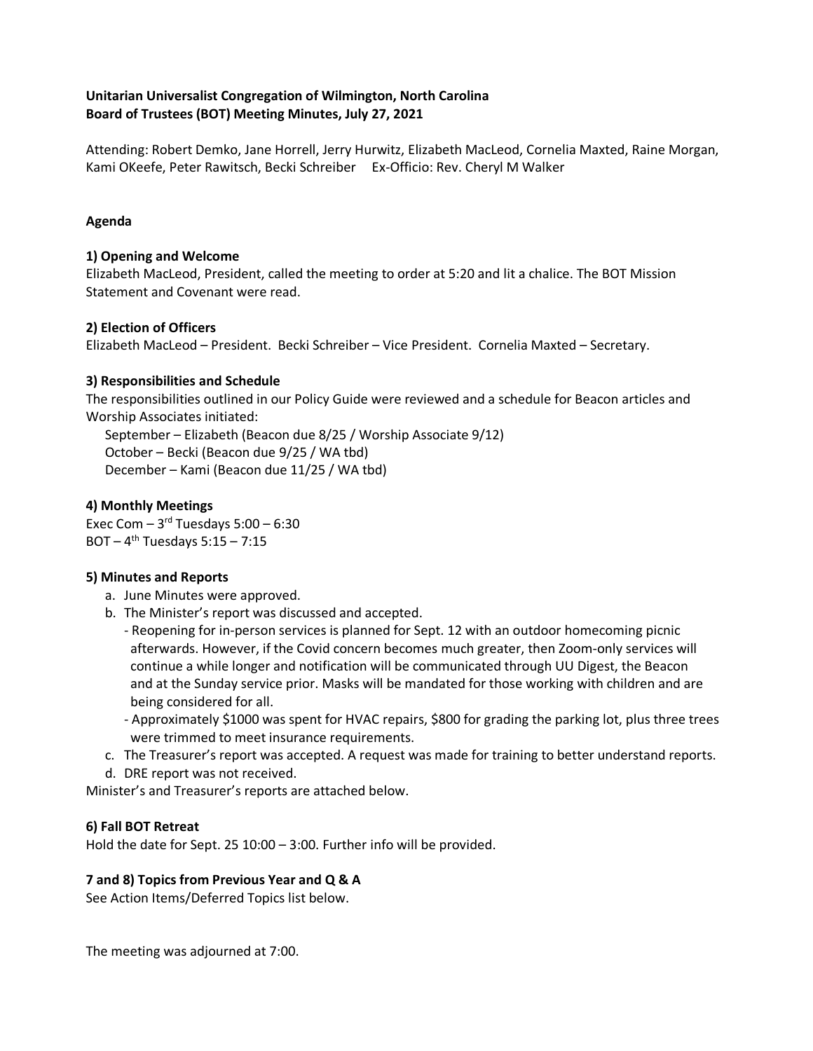**Unitarian Universalist Congregation of Wilmington, North Carolina**
**Board of Trustees (BOT) Meeting Minutes, July 27, 2021**

Attending: Robert Demko, Jane Horrell, Jerry Hurwitz, Elizabeth MacLeod, Cornelia Maxted, Raine Morgan, Kami OKeefe, Peter Rawitsch, Becki Schreiber Ex-Officio: Rev. Cheryl M Walker

**Agenda**

**1) Opening and Welcome**

Elizabeth MacLeod, President, called the meeting to order at 5:20 and lit a chalice. The BOT Mission Statement and Covenant were read.

**2) Election of Officers**

Elizabeth MacLeod – President. Becki Schreiber – Vice President. Cornelia Maxted – Secretary.

**3) Responsibilities and Schedule**

The responsibilities outlined in our Policy Guide were reviewed and a schedule for Beacon articles and Worship Associates initiated:

September – Elizabeth (Beacon due 8/25 / Worship Associate 9/12)
October – Becki (Beacon due 9/25 / WA tbd)
December – Kami (Beacon due 11/25 / WA tbd)

**4) Monthly Meetings**

Exec Com – 3rd Tuesdays 5:00 – 6:30
BOT – 4th Tuesdays 5:15 – 7:15

**5) Minutes and Reports**

a. June Minutes were approved.
b. The Minister's report was discussed and accepted.
   - Reopening for in-person services is planned for Sept. 12 with an outdoor homecoming picnic afterwards. However, if the Covid concern becomes much greater, then Zoom-only services will continue a while longer and notification will be communicated through UU Digest, the Beacon and at the Sunday service prior. Masks will be mandated for those working with children and are being considered for all.
   - Approximately $1000 was spent for HVAC repairs, $800 for grading the parking lot, plus three trees were trimmed to meet insurance requirements.
c. The Treasurer's report was accepted. A request was made for training to better understand reports.
d. DRE report was not received.

Minister's and Treasurer's reports are attached below.

**6) Fall BOT Retreat**

Hold the date for Sept. 25 10:00 – 3:00. Further info will be provided.

**7 and 8) Topics from Previous Year and Q & A**

See Action Items/Deferred Topics list below.

The meeting was adjourned at 7:00.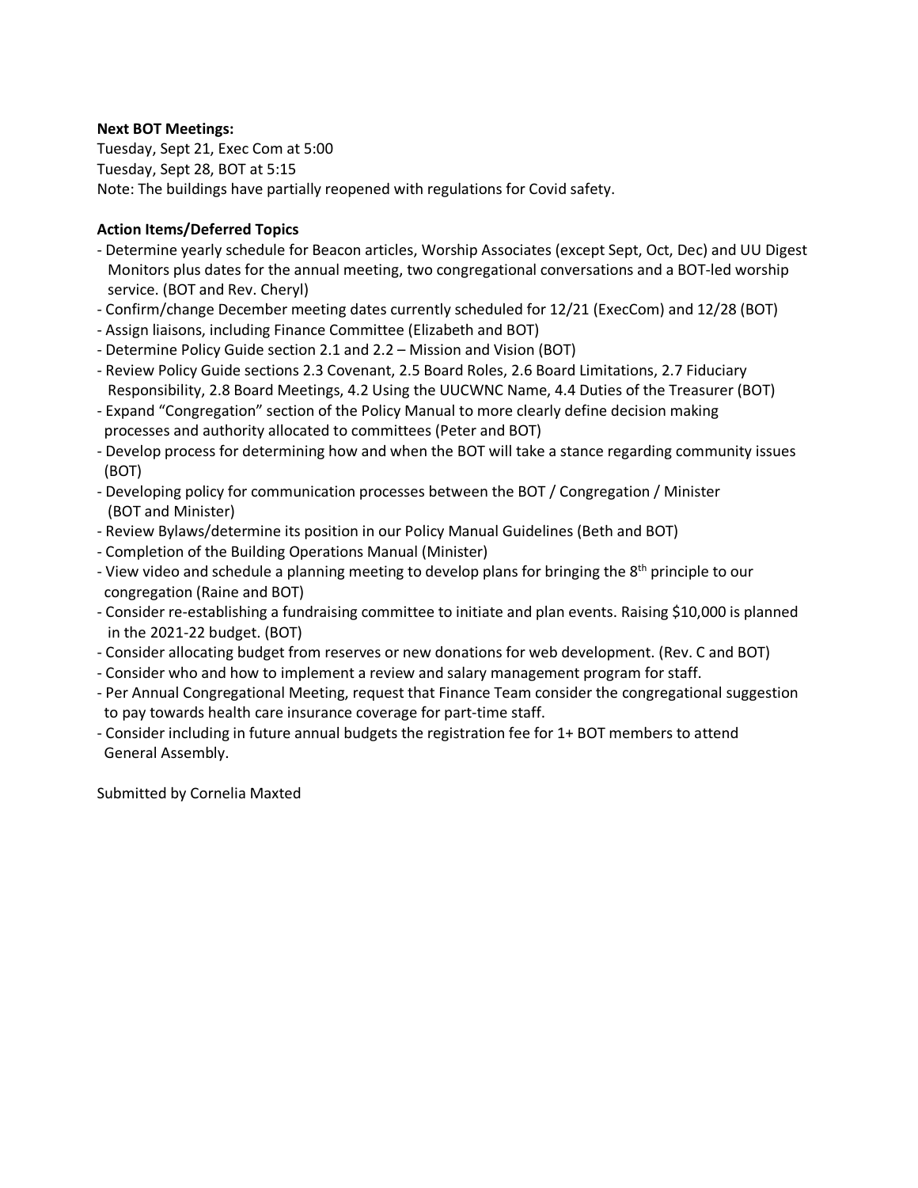**Next BOT Meetings:**

Tuesday, Sept 21, Exec Com at 5:00
Tuesday, Sept 28, BOT at 5:15
Note: The buildings have partially reopened with regulations for Covid safety.

**Action Items/Deferred Topics**

- Determine yearly schedule for Beacon articles, Worship Associates (except Sept, Oct, Dec) and UU Digest Monitors plus dates for the annual meeting, two congregational conversations and a BOT-led worship service. (BOT and Rev. Cheryl)
- Confirm/change December meeting dates currently scheduled for 12/21 (ExecCom) and 12/28 (BOT)
- Assign liaisons, including Finance Committee (Elizabeth and BOT)
- Determine Policy Guide section 2.1 and 2.2 – Mission and Vision (BOT)
- Review Policy Guide sections 2.3 Covenant, 2.5 Board Roles, 2.6 Board Limitations, 2.7 Fiduciary Responsibility, 2.8 Board Meetings, 4.2 Using the UUCWNC Name, 4.4 Duties of the Treasurer (BOT)
- Expand "Congregation" section of the Policy Manual to more clearly define decision making processes and authority allocated to committees (Peter and BOT)
- Develop process for determining how and when the BOT will take a stance regarding community issues (BOT)
- Developing policy for communication processes between the BOT / Congregation / Minister (BOT and Minister)
- Review Bylaws/determine its position in our Policy Manual Guidelines (Beth and BOT)
- Completion of the Building Operations Manual (Minister)
- View video and schedule a planning meeting to develop plans for bringing the 8th principle to our congregation (Raine and BOT)
- Consider re-establishing a fundraising committee to initiate and plan events. Raising $10,000 is planned in the 2021-22 budget. (BOT)
- Consider allocating budget from reserves or new donations for web development. (Rev. C and BOT)
- Consider who and how to implement a review and salary management program for staff.
- Per Annual Congregational Meeting, request that Finance Team consider the congregational suggestion to pay towards health care insurance coverage for part-time staff.
- Consider including in future annual budgets the registration fee for 1+ BOT members to attend General Assembly.

Submitted by Cornelia Maxted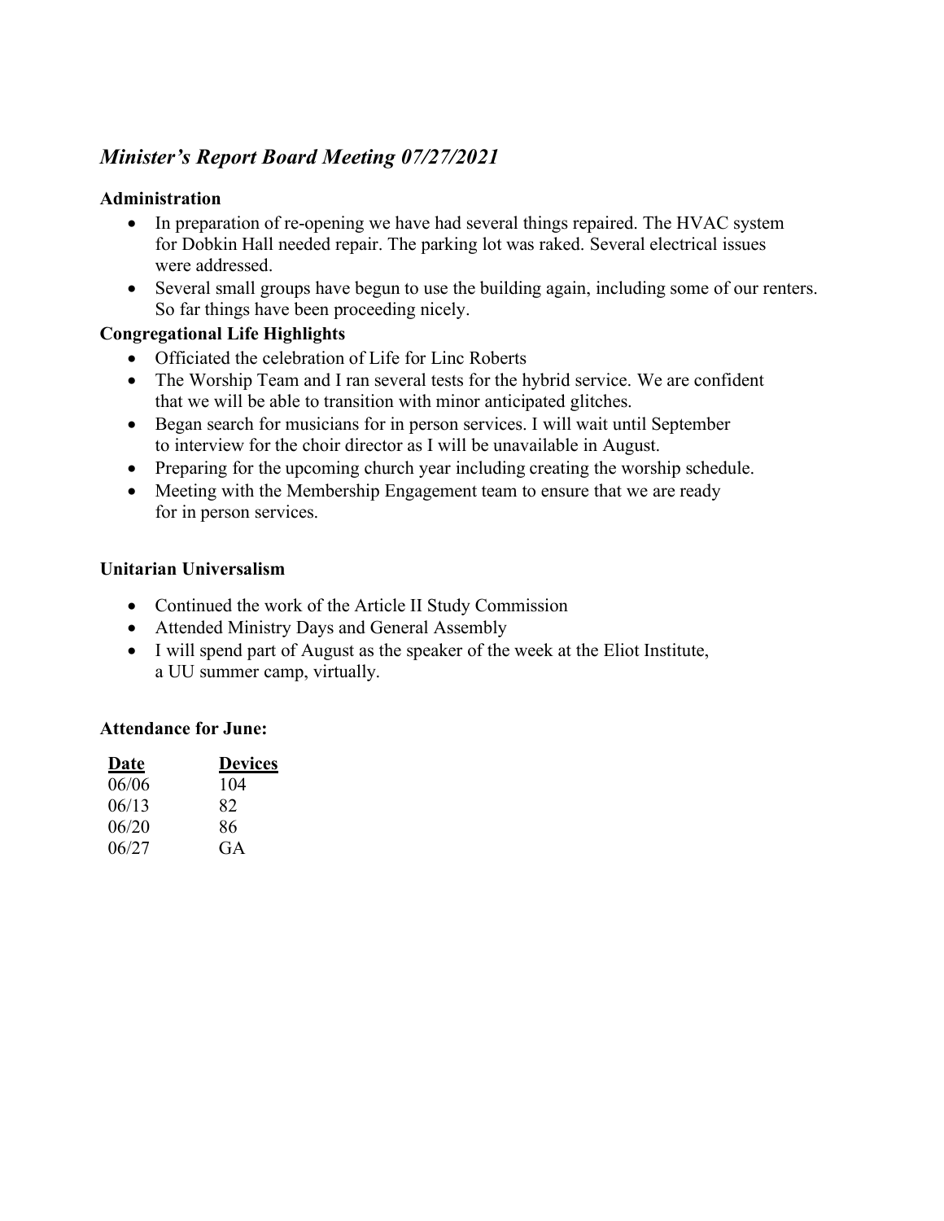## *Minister's Report Board Meeting 07/27/2021*

**Administration**

- In preparation of re-opening we have had several things repaired. The HVAC system for Dobkin Hall needed repair. The parking lot was raked. Several electrical issues were addressed.
- Several small groups have begun to use the building again, including some of our renters. So far things have been proceeding nicely.

**Congregational Life Highlights**

- Officiated the celebration of Life for Linc Roberts
- The Worship Team and I ran several tests for the hybrid service. We are confident that we will be able to transition with minor anticipated glitches.
- Began search for musicians for in person services. I will wait until September to interview for the choir director as I will be unavailable in August.
- Preparing for the upcoming church year including creating the worship schedule.
- Meeting with the Membership Engagement team to ensure that we are ready for in person services.

**Unitarian Universalism**

- Continued the work of the Article II Study Commission
- Attended Ministry Days and General Assembly
- I will spend part of August as the speaker of the week at the Eliot Institute, a UU summer camp, virtually.

**Attendance for June:**

| Date | Devices |
|---|---|
| 06/06 | 104 |
| 06/13 | 82 |
| 06/20 | 86 |
| 06/27 | GA |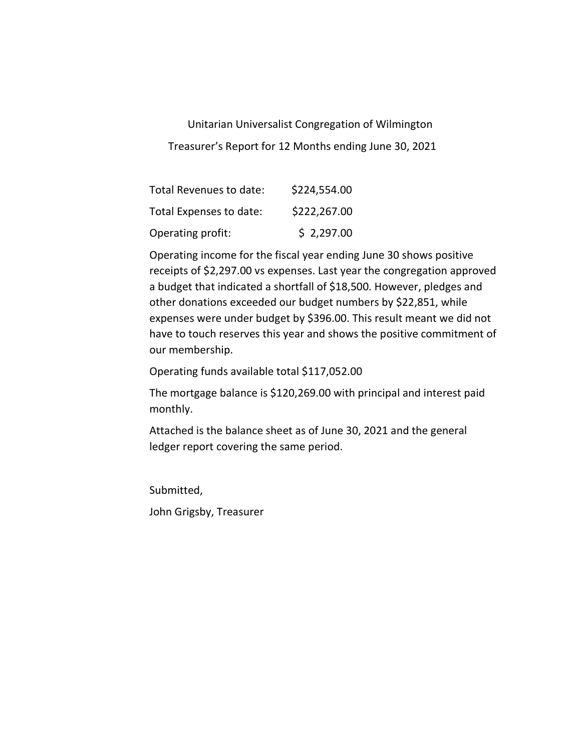Unitarian Universalist Congregation of Wilmington

Treasurer's Report for 12 Months ending June 30, 2021

| | |
|---|---|
| Total Revenues to date: | $224,554.00 |
| Total Expenses to date: | $222,267.00 |
| Operating profit: | $ 2,297.00 |

Operating income for the fiscal year ending June 30 shows positive receipts of $2,297.00 vs expenses. Last year the congregation approved a budget that indicated a shortfall of $18,500. However, pledges and other donations exceeded our budget numbers by $22,851, while expenses were under budget by $396.00. This result meant we did not have to touch reserves this year and shows the positive commitment of our membership.

Operating funds available total $117,052.00

The mortgage balance is $120,269.00 with principal and interest paid monthly.

Attached is the balance sheet as of June 30, 2021 and the general ledger report covering the same period.

Submitted,

John Grigsby, Treasurer